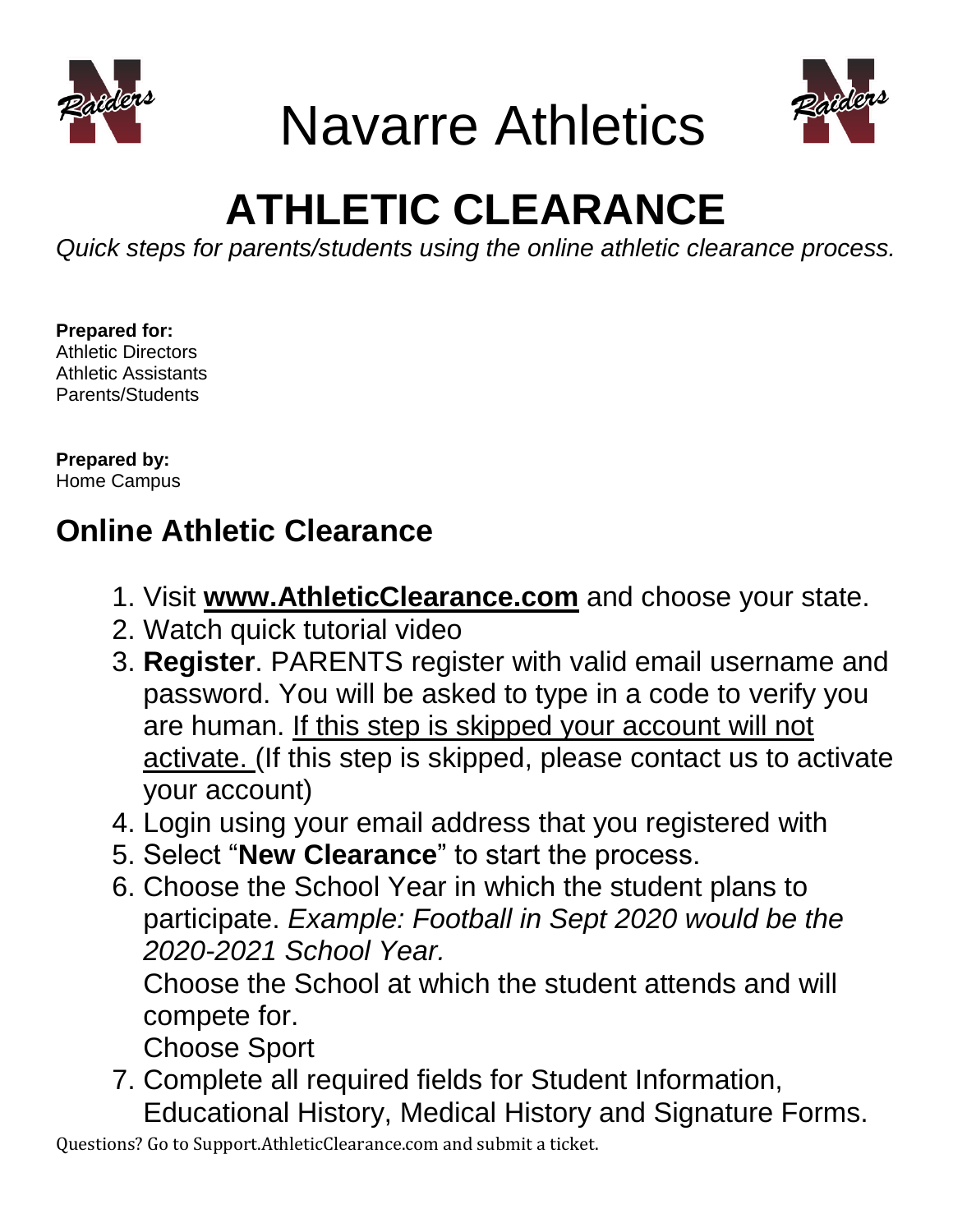# Navarre Athletics

# ATHLETIC CLEARANCE

*Quick steps for parents/students using the online athletic clearance process.*

**Prepared for:**
Athletic Directors
Athletic Assistants
Parents/Students

**Prepared by:**
Home Campus

## Online Athletic Clearance

1. Visit **www.AthleticClearance.com** and choose your state.
2. Watch quick tutorial video
3. **Register**. PARENTS register with valid email username and password. You will be asked to type in a code to verify you are human. If this step is skipped your account will not activate. (If this step is skipped, please contact us to activate your account)
4. Login using your email address that you registered with
5. Select "**New Clearance**" to start the process.
6. Choose the School Year in which the student plans to participate. *Example: Football in Sept 2020 would be the 2020-2021 School Year.*
   Choose the School at which the student attends and will compete for.
   Choose Sport
7. Complete all required fields for Student Information, Educational History, Medical History and Signature Forms.

Questions? Go to Support.AthleticClearance.com and submit a ticket.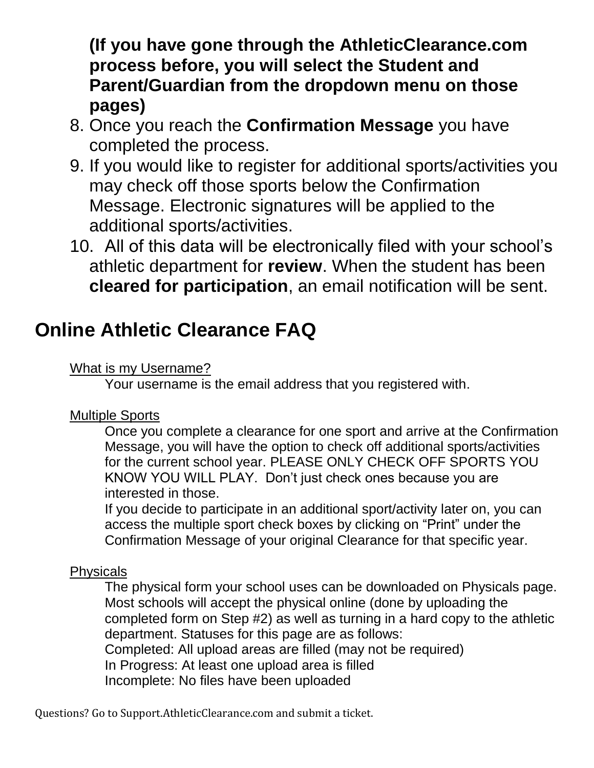**(If you have gone through the AthleticClearance.com process before, you will select the Student and Parent/Guardian from the dropdown menu on those pages)**

8. Once you reach the **Confirmation Message** you have completed the process.
9. If you would like to register for additional sports/activities you may check off those sports below the Confirmation Message. Electronic signatures will be applied to the additional sports/activities.
10. All of this data will be electronically filed with your school's athletic department for **review**. When the student has been **cleared for participation**, an email notification will be sent.

## Online Athletic Clearance FAQ

What is my Username?

Your username is the email address that you registered with.

Multiple Sports

Once you complete a clearance for one sport and arrive at the Confirmation Message, you will have the option to check off additional sports/activities for the current school year. PLEASE ONLY CHECK OFF SPORTS YOU KNOW YOU WILL PLAY. Don't just check ones because you are interested in those.

If you decide to participate in an additional sport/activity later on, you can access the multiple sport check boxes by clicking on "Print" under the Confirmation Message of your original Clearance for that specific year.

Physicals

The physical form your school uses can be downloaded on Physicals page. Most schools will accept the physical online (done by uploading the completed form on Step #2) as well as turning in a hard copy to the athletic department. Statuses for this page are as follows:

Completed: All upload areas are filled (may not be required)
In Progress: At least one upload area is filled
Incomplete: No files have been uploaded

Questions? Go to Support.AthleticClearance.com and submit a ticket.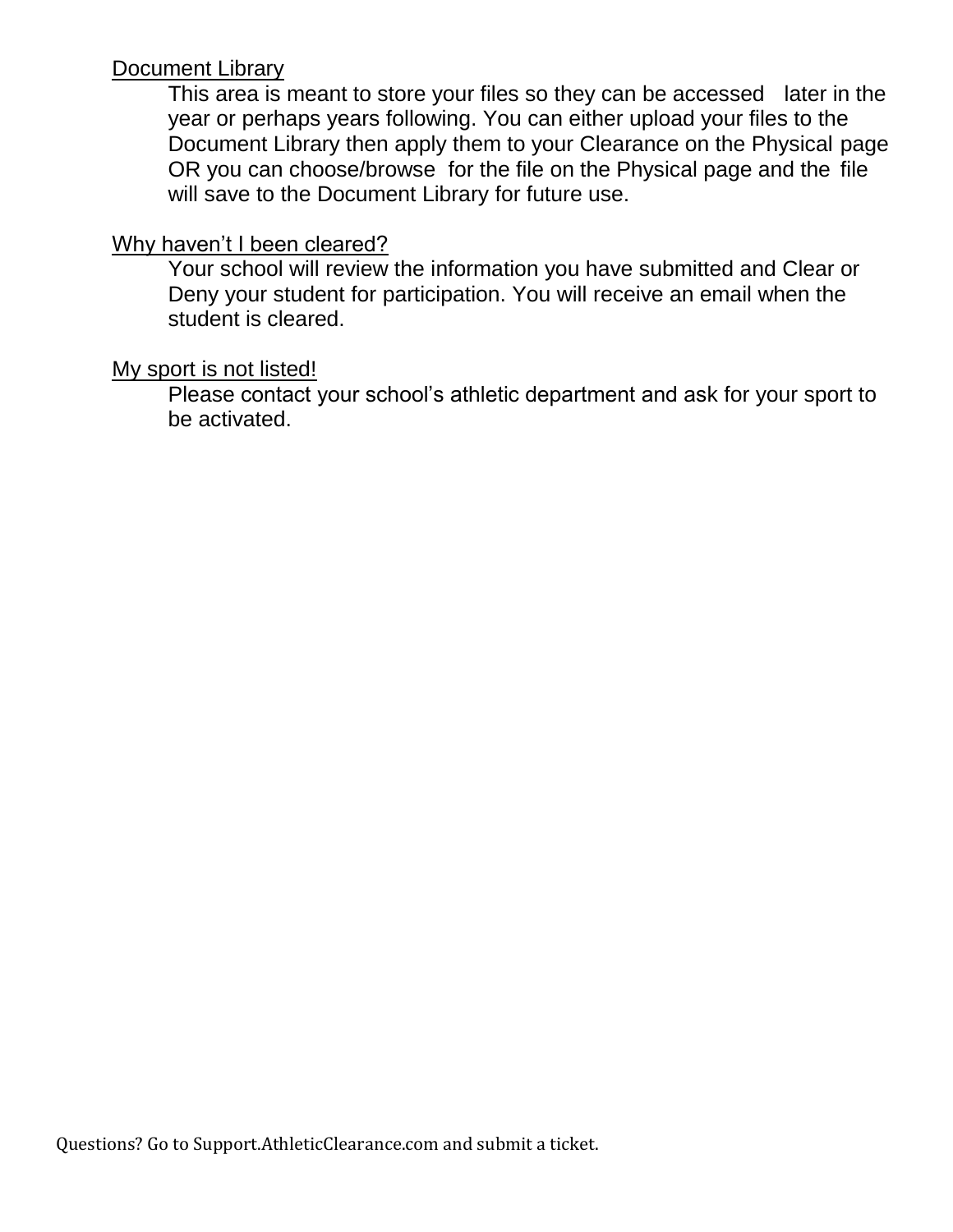Document Library

This area is meant to store your files so they can be accessed later in the year or perhaps years following. You can either upload your files to the Document Library then apply them to your Clearance on the Physical page OR you can choose/browse for the file on the Physical page and the file will save to the Document Library for future use.

Why haven't I been cleared?

Your school will review the information you have submitted and Clear or Deny your student for participation. You will receive an email when the student is cleared.

My sport is not listed!

Please contact your school's athletic department and ask for your sport to be activated.

Questions? Go to Support.AthleticClearance.com and submit a ticket.